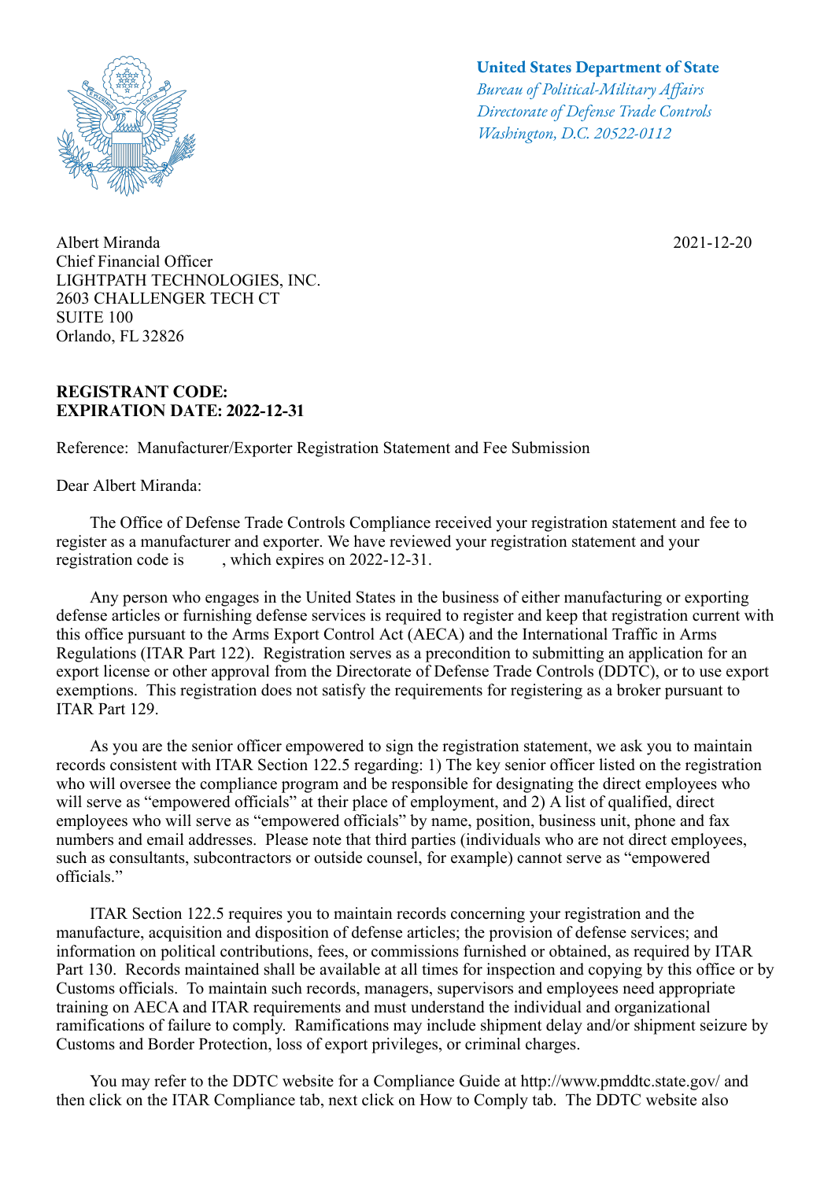**United States Department of State**
*Bureau of Political-Military Affairs*
*Directorate of Defense Trade Controls*
*Washington, D.C. 20522-0112*

Albert Miranda
Chief Financial Officer
LIGHTPATH TECHNOLOGIES, INC.
2603 CHALLENGER TECH CT
SUITE 100
Orlando, FL 32826

2021-12-20

**REGISTRANT CODE:**
**EXPIRATION DATE: 2022-12-31**

Reference: Manufacturer/Exporter Registration Statement and Fee Submission

Dear Albert Miranda:

The Office of Defense Trade Controls Compliance received your registration statement and fee to register as a manufacturer and exporter. We have reviewed your registration statement and your registration code is , which expires on 2022-12-31.

Any person who engages in the United States in the business of either manufacturing or exporting defense articles or furnishing defense services is required to register and keep that registration current with this office pursuant to the Arms Export Control Act (AECA) and the International Traffic in Arms Regulations (ITAR Part 122). Registration serves as a precondition to submitting an application for an export license or other approval from the Directorate of Defense Trade Controls (DDTC), or to use export exemptions. This registration does not satisfy the requirements for registering as a broker pursuant to ITAR Part 129.

As you are the senior officer empowered to sign the registration statement, we ask you to maintain records consistent with ITAR Section 122.5 regarding: 1) The key senior officer listed on the registration who will oversee the compliance program and be responsible for designating the direct employees who will serve as "empowered officials" at their place of employment, and 2) A list of qualified, direct employees who will serve as "empowered officials" by name, position, business unit, phone and fax numbers and email addresses. Please note that third parties (individuals who are not direct employees, such as consultants, subcontractors or outside counsel, for example) cannot serve as "empowered officials."

ITAR Section 122.5 requires you to maintain records concerning your registration and the manufacture, acquisition and disposition of defense articles; the provision of defense services; and information on political contributions, fees, or commissions furnished or obtained, as required by ITAR Part 130. Records maintained shall be available at all times for inspection and copying by this office or by Customs officials. To maintain such records, managers, supervisors and employees need appropriate training on AECA and ITAR requirements and must understand the individual and organizational ramifications of failure to comply. Ramifications may include shipment delay and/or shipment seizure by Customs and Border Protection, loss of export privileges, or criminal charges.

You may refer to the DDTC website for a Compliance Guide at http://www.pmddtc.state.gov/ and then click on the ITAR Compliance tab, next click on How to Comply tab. The DDTC website also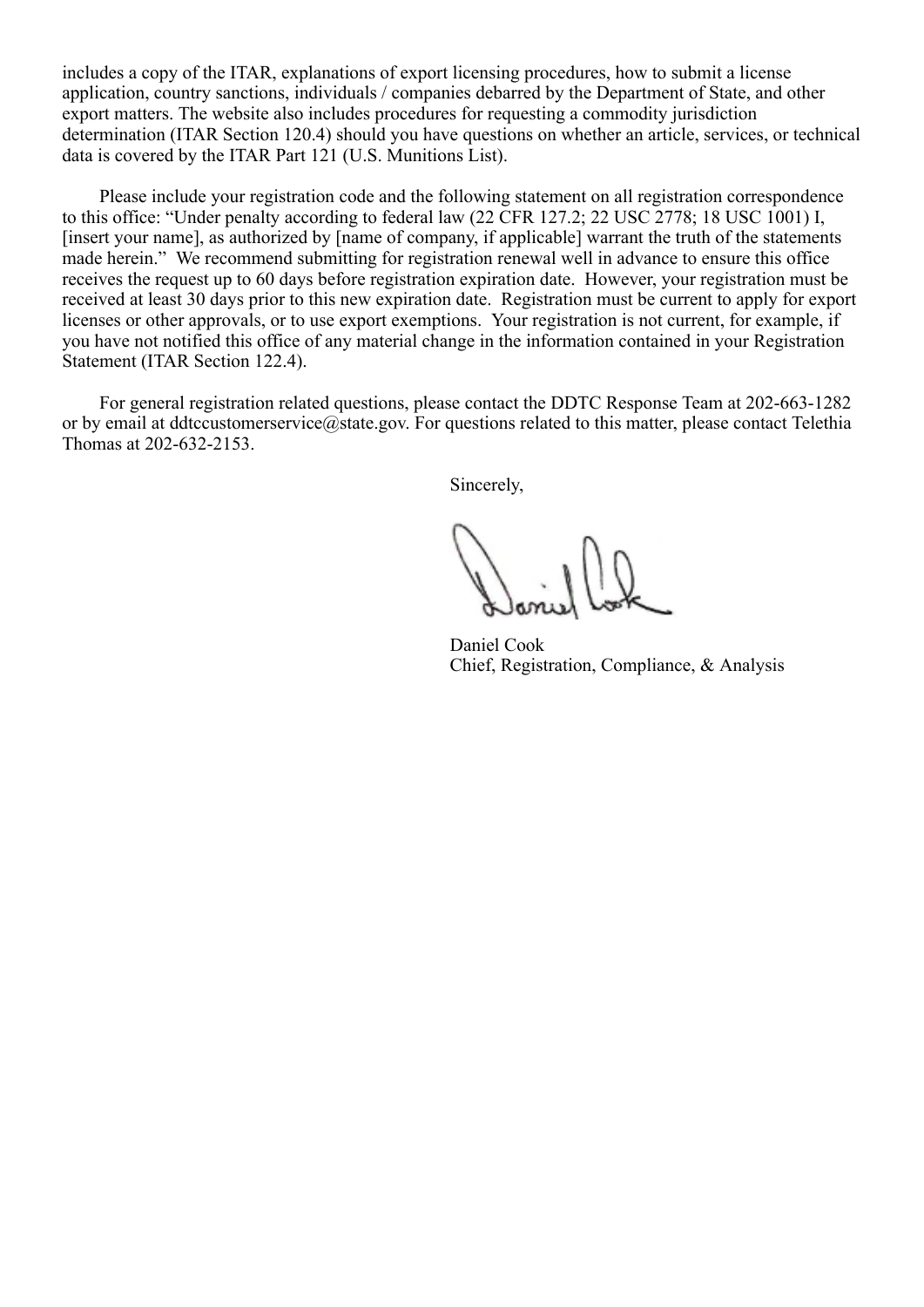includes a copy of the ITAR, explanations of export licensing procedures, how to submit a license application, country sanctions, individuals / companies debarred by the Department of State, and other export matters. The website also includes procedures for requesting a commodity jurisdiction determination (ITAR Section 120.4) should you have questions on whether an article, services, or technical data is covered by the ITAR Part 121 (U.S. Munitions List).

Please include your registration code and the following statement on all registration correspondence to this office: "Under penalty according to federal law (22 CFR 127.2; 22 USC 2778; 18 USC 1001) I, [insert your name], as authorized by [name of company, if applicable] warrant the truth of the statements made herein." We recommend submitting for registration renewal well in advance to ensure this office receives the request up to 60 days before registration expiration date. However, your registration must be received at least 30 days prior to this new expiration date. Registration must be current to apply for export licenses or other approvals, or to use export exemptions. Your registration is not current, for example, if you have not notified this office of any material change in the information contained in your Registration Statement (ITAR Section 122.4).

For general registration related questions, please contact the DDTC Response Team at 202-663-1282 or by email at ddtccustomerservice@state.gov. For questions related to this matter, please contact Telethia Thomas at 202-632-2153.

Sincerely,

Daniel Cook
Chief, Registration, Compliance, & Analysis